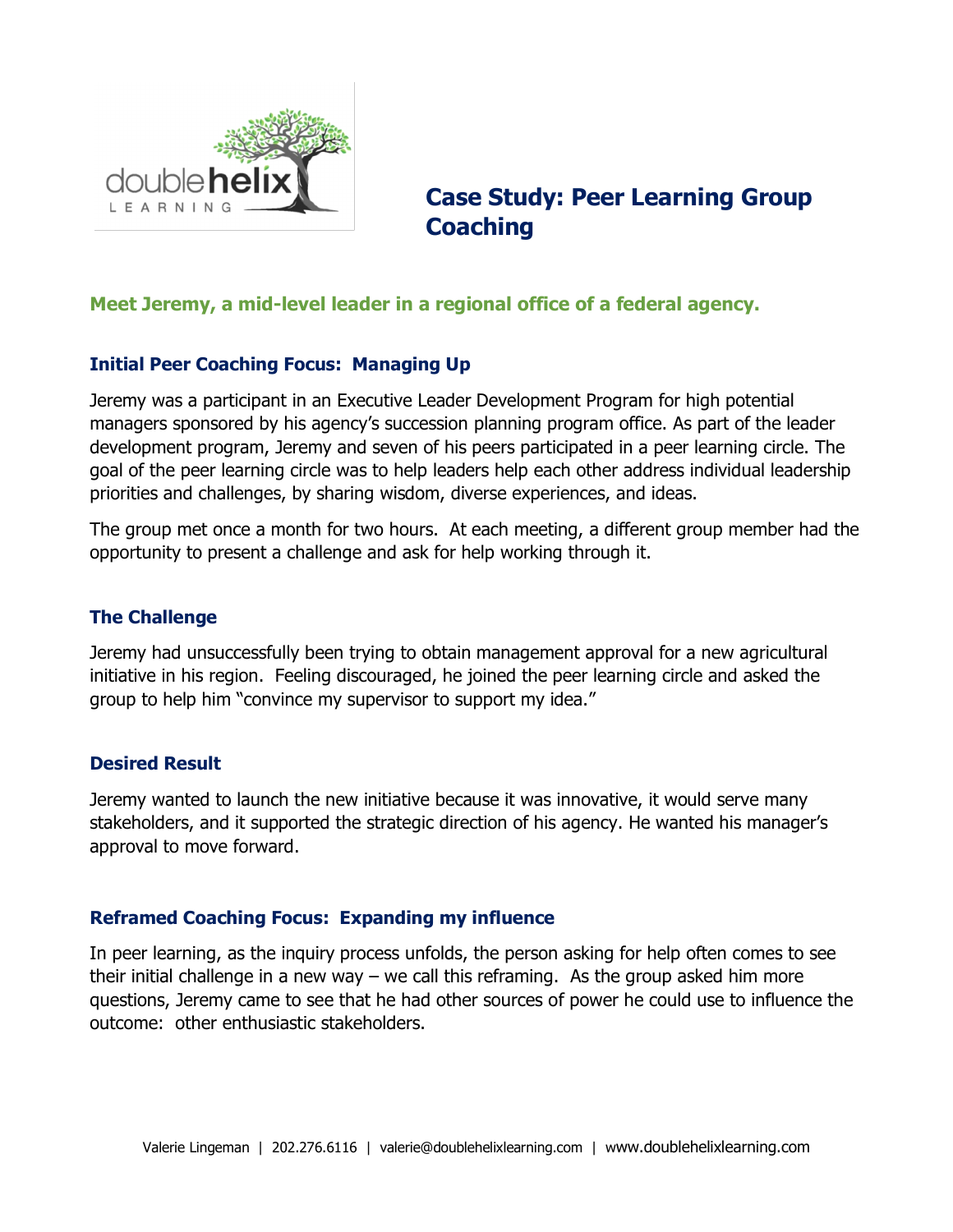# Case Study: Peer Learning Group Coaching

## Meet Jeremy, a mid-level leader in a regional office of a federal agency.

### Initial Peer Coaching Focus: Managing Up

Jeremy was a participant in an Executive Leader Development Program for high potential managers sponsored by his agency's succession planning program office. As part of the leader development program, Jeremy and seven of his peers participated in a peer learning circle. The goal of the peer learning circle was to help leaders help each other address individual leadership priorities and challenges, by sharing wisdom, diverse experiences, and ideas.

The group met once a month for two hours. At each meeting, a different group member had the opportunity to present a challenge and ask for help working through it.

### The Challenge

Jeremy had unsuccessfully been trying to obtain management approval for a new agricultural initiative in his region. Feeling discouraged, he joined the peer learning circle and asked the group to help him "convince my supervisor to support my idea."

### Desired Result

Jeremy wanted to launch the new initiative because it was innovative, it would serve many stakeholders, and it supported the strategic direction of his agency. He wanted his manager's approval to move forward.

### Reframed Coaching Focus: Expanding my influence

In peer learning, as the inquiry process unfolds, the person asking for help often comes to see their initial challenge in a new way – we call this reframing. As the group asked him more questions, Jeremy came to see that he had other sources of power he could use to influence the outcome: other enthusiastic stakeholders.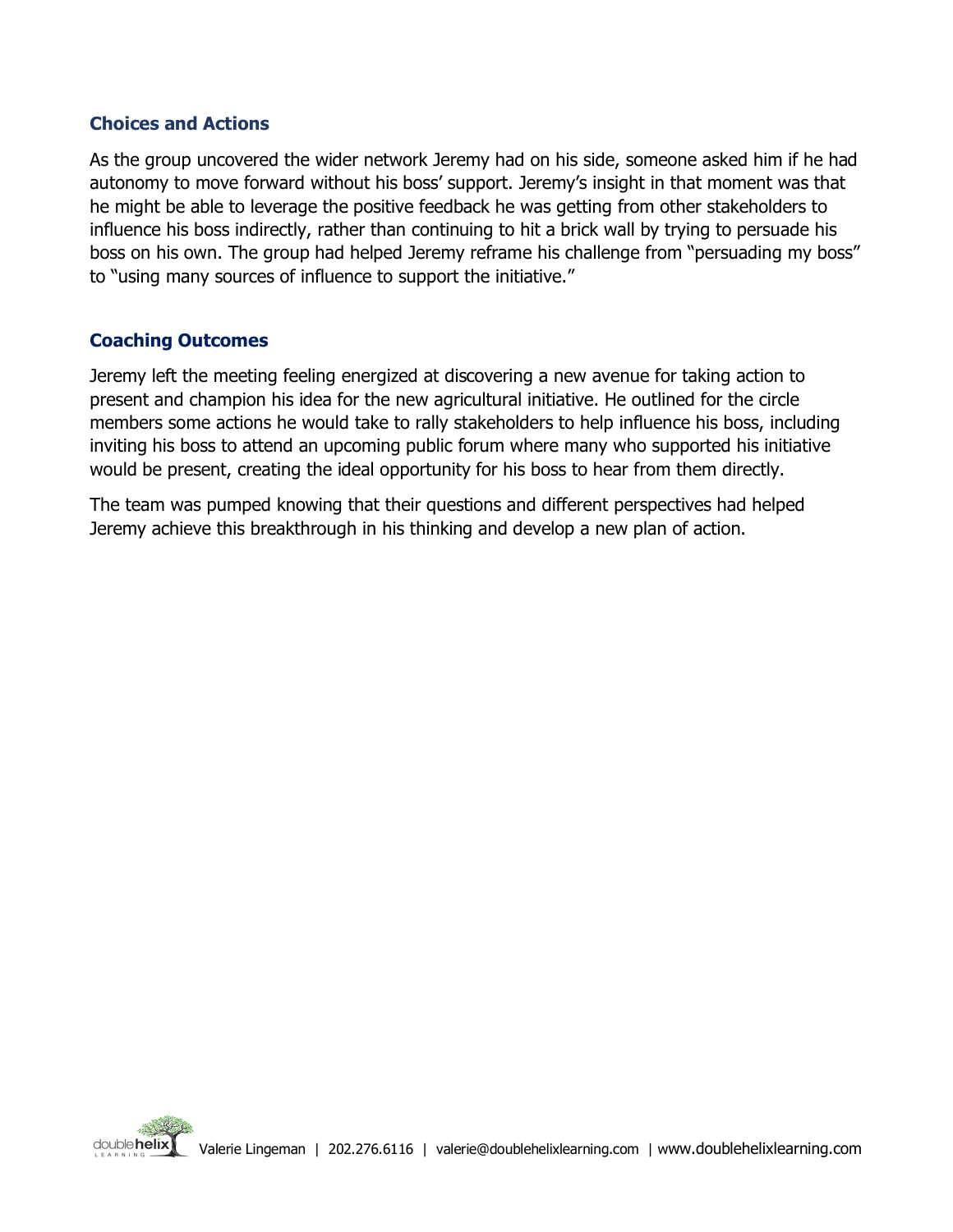### Choices and Actions

As the group uncovered the wider network Jeremy had on his side, someone asked him if he had autonomy to move forward without his boss' support. Jeremy's insight in that moment was that he might be able to leverage the positive feedback he was getting from other stakeholders to influence his boss indirectly, rather than continuing to hit a brick wall by trying to persuade his boss on his own. The group had helped Jeremy reframe his challenge from "persuading my boss" to "using many sources of influence to support the initiative."

### Coaching Outcomes

Jeremy left the meeting feeling energized at discovering a new avenue for taking action to present and champion his idea for the new agricultural initiative. He outlined for the circle members some actions he would take to rally stakeholders to help influence his boss, including inviting his boss to attend an upcoming public forum where many who supported his initiative would be present, creating the ideal opportunity for his boss to hear from them directly.

The team was pumped knowing that their questions and different perspectives had helped Jeremy achieve this breakthrough in his thinking and develop a new plan of action.